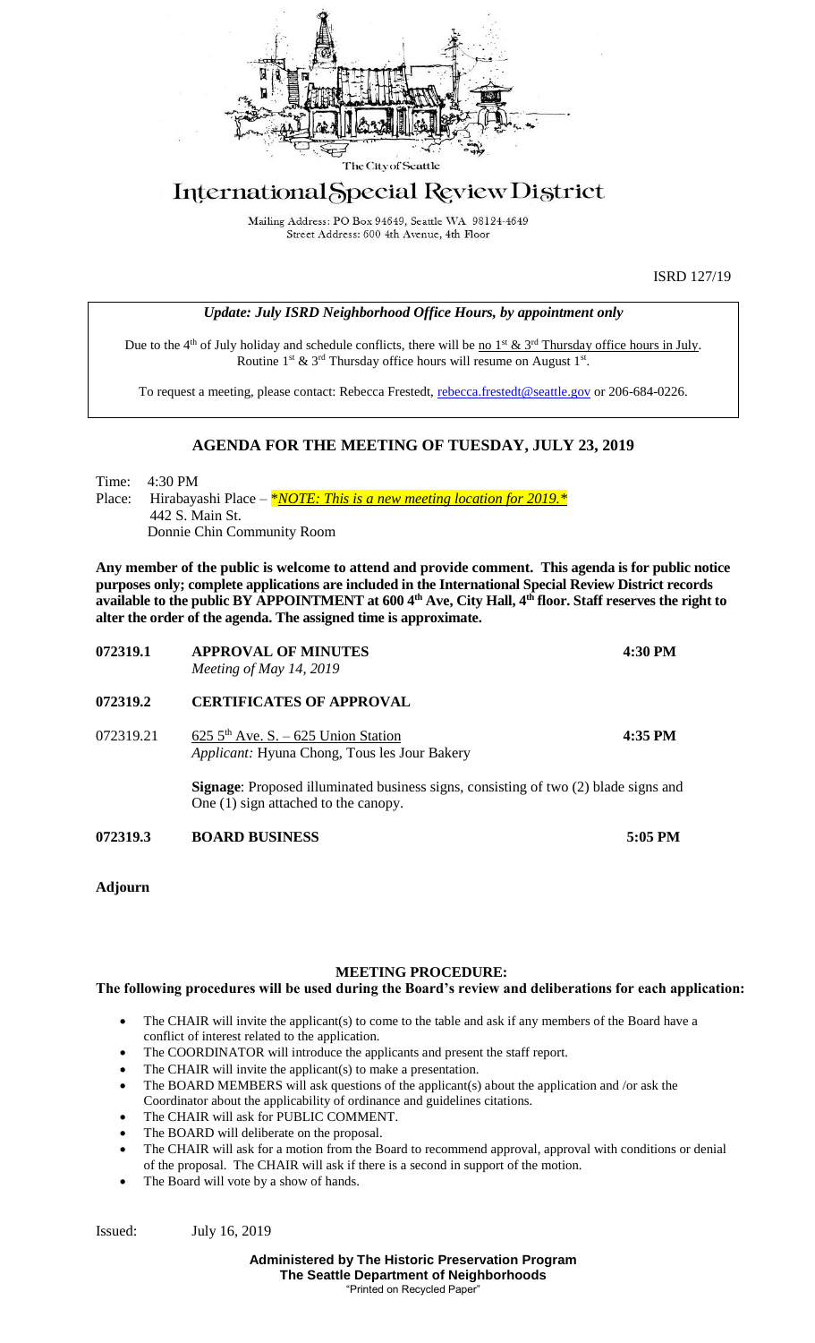The City of Seattle

# International Special Review District

Mailing Address: PO Box 94649, Seattle WA 98124-4649
Street Address: 600 4th Avenue, 4th Floor

ISRD 127/19

*Update: July ISRD Neighborhood Office Hours, by appointment only*

Due to the 4th of July holiday and schedule conflicts, there will be no 1st & 3rd Thursday office hours in July. Routine 1st & 3rd Thursday office hours will resume on August 1st.

To request a meeting, please contact: Rebecca Frestedt, rebecca.frestedt@seattle.gov or 206-684-0226.

## AGENDA FOR THE MEETING OF TUESDAY, JULY 23, 2019

Time: 4:30 PM
Place: Hirabayashi Place – ****NOTE: This is a new meeting location for 2019.****
442 S. Main St.
Donnie Chin Community Room

**Any member of the public is welcome to attend and provide comment. This agenda is for public notice purposes only; complete applications are included in the International Special Review District records available to the public BY APPOINTMENT at 600 4th Ave, City Hall, 4th floor. Staff reserves the right to alter the order of the agenda. The assigned time is approximate.**

**072319.1 APPROVAL OF MINUTES** — **4:30 PM**
*Meeting of May 14, 2019*

**072319.2 CERTIFICATES OF APPROVAL**

072319.21 625 5th Ave. S. – 625 Union Station — **4:35 PM**
*Applicant:* Hyuna Chong, Tous les Jour Bakery

**Signage**: Proposed illuminated business signs, consisting of two (2) blade signs and One (1) sign attached to the canopy.

**072319.3 BOARD BUSINESS** — **5:05 PM**

**Adjourn**

### MEETING PROCEDURE:

**The following procedures will be used during the Board's review and deliberations for each application:**

- The CHAIR will invite the applicant(s) to come to the table and ask if any members of the Board have a conflict of interest related to the application.
- The COORDINATOR will introduce the applicants and present the staff report.
- The CHAIR will invite the applicant(s) to make a presentation.
- The BOARD MEMBERS will ask questions of the applicant(s) about the application and /or ask the Coordinator about the applicability of ordinance and guidelines citations.
- The CHAIR will ask for PUBLIC COMMENT.
- The BOARD will deliberate on the proposal.
- The CHAIR will ask for a motion from the Board to recommend approval, approval with conditions or denial of the proposal. The CHAIR will ask if there is a second in support of the motion.
- The Board will vote by a show of hands.

Issued: July 16, 2019

**Administered by The Historic Preservation Program**
**The Seattle Department of Neighborhoods**
"Printed on Recycled Paper"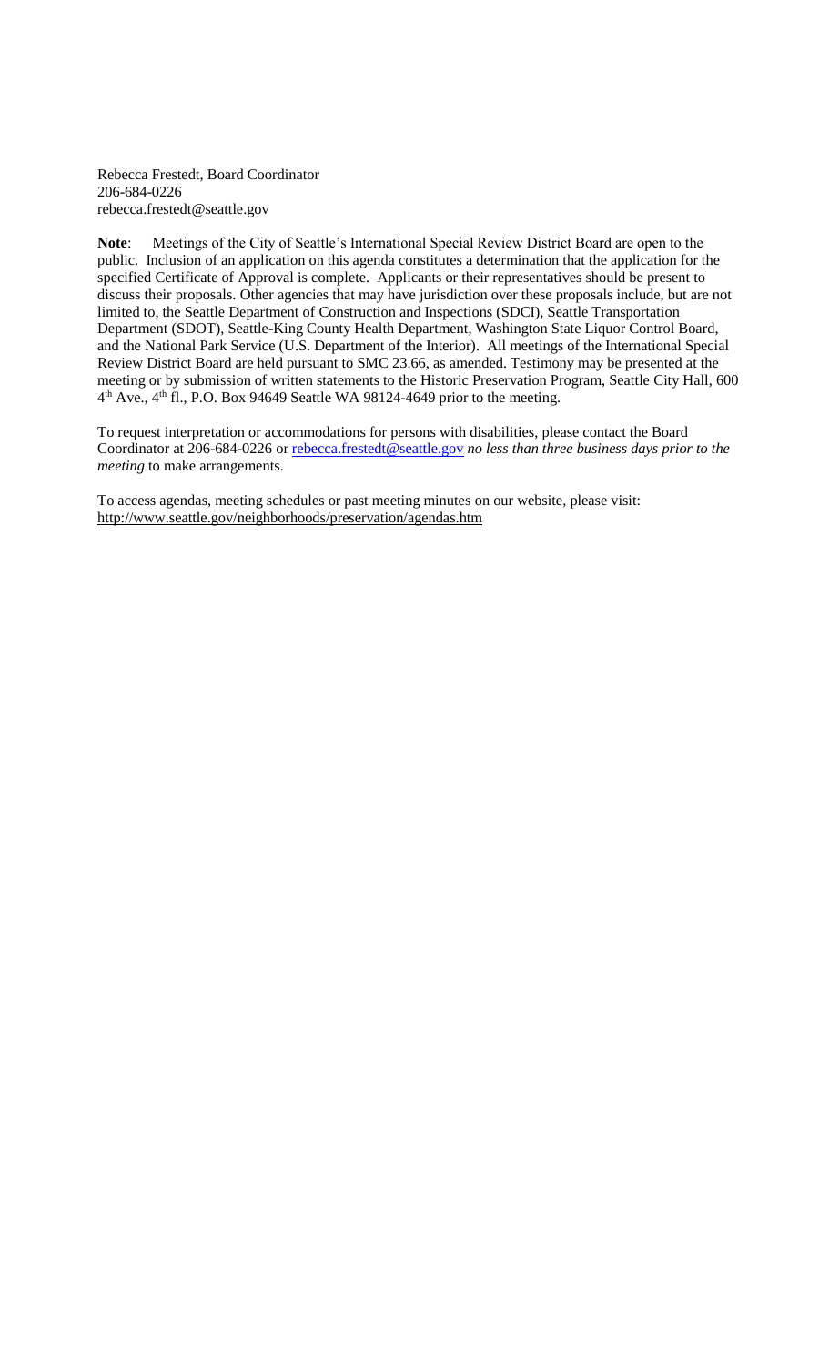Rebecca Frestedt, Board Coordinator
206-684-0226
rebecca.frestedt@seattle.gov

**Note**: Meetings of the City of Seattle's International Special Review District Board are open to the public. Inclusion of an application on this agenda constitutes a determination that the application for the specified Certificate of Approval is complete. Applicants or their representatives should be present to discuss their proposals. Other agencies that may have jurisdiction over these proposals include, but are not limited to, the Seattle Department of Construction and Inspections (SDCI), Seattle Transportation Department (SDOT), Seattle-King County Health Department, Washington State Liquor Control Board, and the National Park Service (U.S. Department of the Interior). All meetings of the International Special Review District Board are held pursuant to SMC 23.66, as amended. Testimony may be presented at the meeting or by submission of written statements to the Historic Preservation Program, Seattle City Hall, 600 4th Ave., 4th fl., P.O. Box 94649 Seattle WA 98124-4649 prior to the meeting.

To request interpretation or accommodations for persons with disabilities, please contact the Board Coordinator at 206-684-0226 or rebecca.frestedt@seattle.gov *no less than three business days prior to the meeting* to make arrangements.

To access agendas, meeting schedules or past meeting minutes on our website, please visit: http://www.seattle.gov/neighborhoods/preservation/agendas.htm